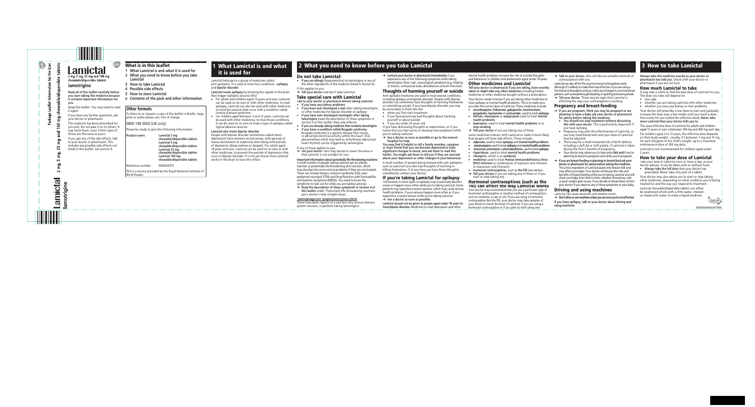# Lamictal

2 mg, 5 mg, 25 mg and 100 mg chewable/dispersible tablets

**lamotrigine**

**Read all of this leaflet carefully before you start taking this medicine because it contains important information for you.**

Keep this leaflet. You may need to read it again.

If you have any further questions, ask your doctor or pharmacist.

This medicine has been prescribed for you only. Do not pass it on to others. It may harm them, even if their signs of illness are the same as yours.

If you get any of the side effects, talk to your doctor or pharmacist. This includes any possible side effects not listed in this leaflet. See section 4.

## What is in this leaflet

1. What Lamictal is and what it is used for
2. What you need to know before you take Lamictal
3. How to take Lamictal
4. Possible side effects
5. How to store Lamictal
6. Contents of the pack and other information

## Other formats

To listen to or request a copy of this leaflet in Braille, large print or audio please call, free of charge:

0800 198 5000 (UK only)

Please be ready to give the following information:

| Product name | Lamictal 2 mg chewable/dispersible tablets<br>Lamictal 5 mg chewable/dispersible tablets<br>Lamictal 25 mg chewable/dispersible tablets<br>Lamictal 100 mg chewable/dispersible tablets |
|---|---|
| Reference number | 00003/0375 |

This is a service provided by the Royal National Institute of Blind People.

## 1 What Lamictal is and what it is used for

Lamictal belongs to a group of medicines called anti-epileptics. It is used to treat two conditions - **epilepsy** and **bipolar disorder**.

**Lamictal treats epilepsy** by blocking the signals in the brain that trigger epileptic seizures (fits).

- For adults and children aged 13 years and over, Lamictal can be used on its own or with other medicines, to treat epilepsy. Lamictal can also be used with other medicines to treat the seizures that occur with a condition called Lennox-Gastaut syndrome.
- For children aged between 2 and 12 years, Lamictal can be used with other medicines, to treat those conditions. It can be used on its own to treat a type of epilepsy called typical absence seizures.

**Lamictal also treats bipolar disorder**

People with bipolar disorder (sometimes called manic depression) have extreme mood swings, with periods of mania (excitement or euphoria) alternating with periods of depression (deep sadness or despair). For adults aged 18 years and over, Lamictal can be used on its own or with other medicines, to prevent the periods of depression that occur in bipolar disorder. It is not yet known how Lamictal works in the brain to have this effect.

## 2 What you need to know before you take Lamictal

### Do not take Lamictal:

- **if you are allergic** (*hypersensitive*) to lamotrigine or any of the other ingredients of this medicine (listed in Section 6).

If this applies to you:

→ **Tell your doctor** and don't take Lamictal.

### Take special care with Lamictal

**Talk to your doctor or pharmacist before taking Lamictal:**

- **if you have any kidney problems**
- **if you have ever developed a rash** after taking lamotrigine or other medicines for bipolar disorder or epilepsy
- **if you have ever developed meningitis after taking lamotrigine** (*read the description of these symptoms in Section 4 of this leaflet: Rare side effects*)
- **if you are already taking medicine that contains lamotrigine.**
- **if you have a condition called Brugada syndrome.** Brugada syndrome is a genetic disease that results in abnormal electrical activity within the heart. ECG abnormalities which may lead to arrhythmias (abnormal heart rhythm) can be triggered by lamotrigine.

If any of these applies to you:

→ **Tell your doctor**, who may decide to lower the dose or that Lamictal is not suitable for you.

**Important information about potentially life-threatening reactions**

A small number of people taking Lamictal get an allergic reaction or potentially life-threatening skin reaction, which may develop into more serious problems if they are not treated. These can include Stevens–Johnson Syndrome (SJS), toxic epidermal necrolysis (TEN) and Drug Reaction with Eosinophilia and Systemic Symptoms (DRESS). You need to know the symptoms to look out for while you are taking Lamictal.

→ **Read the description of these symptoms in Section 4 of this leaflet** under *'Potentially life-threatening reactions: get a doctor's help straight away'*.

**Haemophagocytic lymphohistiocytosis (HLH)**

There have been reports of a rare but very serious immune system reaction, in patients taking lamotrigine.

→ **Contact your doctor or pharmacist immediately** if you experience any of the following symptoms while taking lamotrigine: fever, rash, neurological symptoms (e.g. shaking or tremor, confusional state, disturbances of brain function).

### Thoughts of harming yourself or suicide

Anti-epileptic medicines are used to treat several conditions, including epilepsy and bipolar disorder. People with bipolar disorder can sometimes have thoughts of harming themselves or committing suicide. If you have bipolar disorder, you may be more likely to think like this:

- when you first start treatment
- if you have previously had thoughts about harming yourself or about suicide
- if you are under 25 years old.

If you have distressing thoughts or experiences, or if you notice that you feel worse or develop new symptoms while you're taking Lamictal:

→ **See a doctor as soon as possible or go to the nearest hospital for help.**

**You may find it helpful to tell a family member, caregiver or close friend that you can become depressed or have significant changes in mood, and ask them to read this leaflet. You might ask them to tell you if they are worried about your depression or other changes in your behaviour.**

A small number of people being treated with anti-epileptics such as Lamictal have also had thoughts of harming or killing themselves. If at any time you have these thoughts, immediately contact your doctor.

### If you're taking Lamictal for epilepsy

The seizures in some types of epilepsy may occasionally become worse or happen more often while you're taking Lamictal. Some patients may experience severe seizures, which may cause serious health problems. If your seizures happen more often or if you experience a severe seizure while you're taking Lamictal:

→ **See a doctor as soon as possible.**

**Lamictal should not be given to people aged under 18 years to treat bipolar disorder.** Medicines to treat depression and other mental health problems increase the risk of suicidal thoughts and behaviour in children and adolescents aged under 18 years.

### Other medicines and Lamictal

**Tell your doctor or pharmacist if you are taking, have recently taken or might take any other medicines** including herbal medicines or other medicines bought without a prescription.

Your doctor needs to know if you are taking other medicines to treat epilepsy or mental health problems. This is to make sure you take the correct dose of Lamictal. These medicines include:

- **oxcarbazepine, felbamate, gabapentin, levetiracetam, pregabalin, topiramate** or **zonisamide**, used to treat **epilepsy**
- **lithium, olanzapine** or **aripiprazole** used to treat **mental health problems**
- **bupropion**, used to treat **mental health problems** or to **stop smoking**

→ **Tell your doctor** if you are taking any of these.

Some medicines interact with Lamictal or make it more likely that people will have side effects. These include:

- **valproate**, used to treat **epilepsy** and **mental health problems**
- **carbamazepine**, used to treat **epilepsy** and **mental health problems**
- **phenytoin, primidone** or **phenobarbitone**, used to treat **epilepsy**
- **risperidone**, used to treat **mental health problems**
- **rifampicin**, which is an **antibiotic**
- **medicines** used to treat **Human Immunodeficiency Virus (HIV) infection** (a combination of lopinavir and ritonavir or atazanavir and ritonavir)
- **hormonal contraceptives**, such as **the Pill** (see below).

→ **Tell your doctor** if you are taking any of these or if you start or stop taking any.

### Hormonal contraceptives (such as the Pill) can affect the way Lamictal works

Your doctor may recommend that you use a particular type of hormonal contraceptive or another method of contraception, such as condoms, a cap or coil. If you are using a hormonal contraceptive like the Pill, your doctor may take samples of your blood to check the level of Lamictal. If you are using a hormonal contraceptive or if you plan to start using one:

→ **Talk to your doctor**, who will discuss suitable methods of contraception with you.

Lamictal can also affect the way hormonal contraceptives work, although it's unlikely to make them less effective. If you are using a hormonal contraceptive and you notice any changes in your menstrual pattern, such as breakthrough bleeding or spotting between periods:

→ **Tell your doctor**. These may be signs that Lamictal is affecting the way your contraceptive is working.

### Pregnancy and breast-feeding

→ **If you are pregnant, think you may be pregnant or are planning to have a baby ask your doctor or pharmacist for advice before taking this medicine.**

- **You should not stop treatment without discussing this with your doctor.** This is particularly important if you have epilepsy.
- Pregnancy may alter the effectiveness of Lamictal, so you may need blood tests and your dose of Lamictal may be adjusted.
- There may be a small increased risk of birth defects, including a cleft lip or cleft palate, if Lamictal is taken during the first 3 months of pregnancy.
- Your doctor may advise you to take extra **folic acid** if you're planning to become pregnant and while you're pregnant.

→ **If you are breast-feeding or planning to breast-feed ask your doctor or pharmacist for advice before taking this medicine.** The active ingredient of Lamictal passes into breast milk and may affect your baby. Your doctor will discuss the risks and benefits of breast-feeding while you're taking Lamictal and will check your baby from time to time, whether drowsiness, rash or poor weight gain occurs, if you decide to breast-feed. Inform your doctor if you observe any of these symptoms in your baby.

### Driving and using machines

Lamictal can cause dizziness and double vision.

→ **Don't drive or use machines unless you are sure you're not affected.**

**If you have epilepsy, talk to your doctor about driving and using machines.**

## 3 How to take Lamictal

**Always take this medicine exactly as your doctor or pharmacist has told you.** Check with your doctor or pharmacist if you are not sure.

### How much Lamictal to take

It may take a while to find the best dose of Lamictal for you. The dose you take will depend on:

- your age
- whether you are taking Lamictal with other medicines
- whether you have any kidney or liver problems.

Your doctor will prescribe a low dose to start and gradually increase the dose over a few weeks until you reach a dose that works for you (called the *effective dose*). **Never take more Lamictal than your doctor tells you to.**

The usual effective dose of Lamictal for adults and children aged 13 years or over is between 100 mg and 400 mg each day.

For children aged 2 to 12 years, the effective dose depends on their body weight - usually, it's between 1 mg and 15 mg for each kilogram of the child's weight, up to a maximum maintenance dose of 200 mg daily.

Lamictal is not recommended for children aged under 2 years.

### How to take your dose of Lamictal

Take your dose of Lamictal once or twice a day, as your doctor advises. It can be taken with or without food.

- **Always take the full dose** that your doctor has prescribed. Never take only part of a tablet.

Your doctor may also advise you to start or stop taking other medicines, depending on what condition you're being treated for and the way you respond to treatment.

Lamictal chewable/dispersible tablets can either be swallowed whole with a little water, chewed or mixed with water to make a liquid medicine.

TURN OVER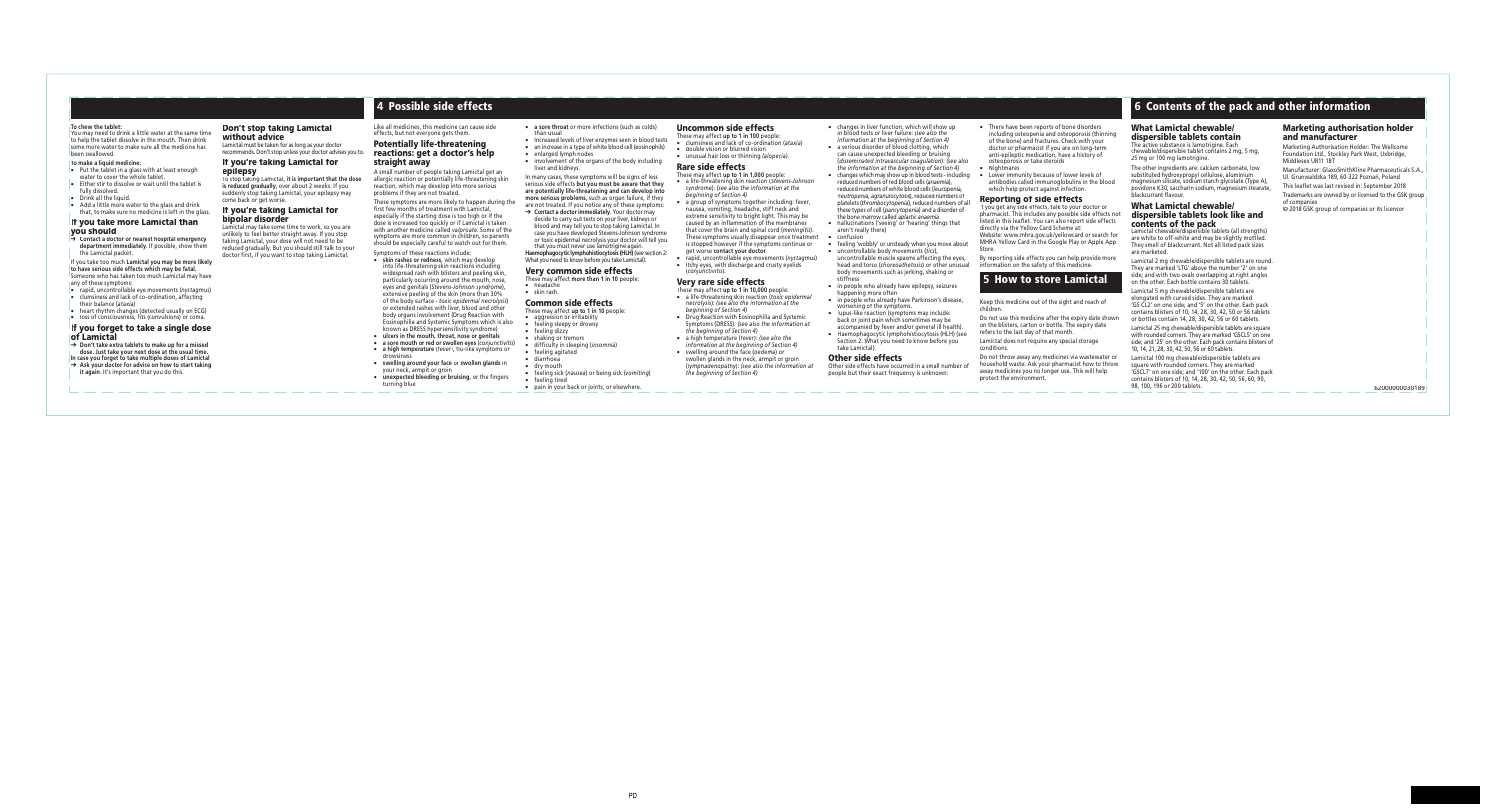**To chew the tablet:**

You may need to drink a little water at the same time to help the tablet dissolve in the mouth. Then drink some more water to make sure all the medicine has been swallowed.

**To make a liquid medicine:**

- Put the tablet in a glass with at least enough water to cover the whole tablet.
- Either stir to dissolve or wait until the tablet is fully dissolved.
- Drink all the liquid.
- Add a little more water to the glass and drink that, to make sure no medicine is left in the glass.

### If you take more Lamictal than you should

→ **Contact a doctor or nearest hospital emergency department immediately.** If possible, show them the Lamictal packet.

If you take too much **Lamictal you may be more likely to have serious side effects which may be fatal.**

Someone who has taken too much Lamictal may have any of these symptoms:

- rapid, uncontrollable eye movements (*nystagmus*)
- clumsiness and lack of co-ordination, affecting their balance (*ataxia*)
- heart rhythm changes (detected usually on ECG)
- loss of consciousness, fits (convulsions) or coma.

### If you forget to take a single dose of Lamictal

→ **Don't take extra tablets to make up for a missed dose. Just take your next dose at the usual time.**

**In case you forget to take multiple doses of Lamictal**

→ **Ask your doctor for advice on how to start taking it again.** It's important that you do this.

### Don't stop taking Lamictal without advice

Lamictal must be taken for as long as your doctor recommends. Don't stop unless your doctor advises you to.

### If you're taking Lamictal for epilepsy

To stop taking Lamictal, **it is important that the dose is reduced gradually**, over about 2 weeks. If you suddenly stop taking Lamictal, your epilepsy may come back or get worse.

### If you're taking Lamictal for bipolar disorder

Lamictal may take some time to work, so you are unlikely to feel better straight away. If you stop taking Lamictal, your dose will not need to be reduced gradually. But you should still talk to your doctor first, if you want to stop taking Lamictal.

## 4 Possible side effects

Like all medicines, this medicine can cause side effects, but not everyone gets them.

### Potentially life-threatening reactions: get a doctor's help straight away

A small number of people taking Lamictal get an allergic reaction or potentially life-threatening skin reaction, which may develop into more serious problems if they are not treated.

These symptoms are more likely to happen during the first few months of treatment with Lamictal, especially if the starting dose is too high or if the dose is increased too quickly or if Lamictal is taken with another medicine called *valproate*. Some of the symptoms are more common in children, so parents should be especially careful to watch out for them.

Symptoms of these reactions include:

- **skin rashes or redness**, which may develop into life-threatening skin reactions including widespread rash with blisters and peeling skin, particularly occurring around the mouth, nose, eyes and genitals (*Stevens-Johnson syndrome*), extensive peeling of the skin (more than 30% of the body surface - *toxic epidermal necrolysis*) or extended rashes with liver, blood and other body organs involvement (Drug Reaction with Eosinophilia and Systemic Symptoms which is also known as DRESS hypersensitivity syndrome)
- **ulcers in the mouth, throat, nose or genitals**
- **a sore mouth or red or swollen eyes** (*conjunctivitis*)
- **a high temperature** (fever), flu-like symptoms or drowsiness
- **swelling around your face** or **swollen glands** in your neck, armpit or groin
- **unexpected bleeding or bruising**, or the fingers turning blue
- **a sore throat** or more infections (such as colds) than usual
- increased levels of liver enzymes seen in blood tests
- an increase in a type of white blood cell (eosinophils)
- enlarged lymph nodes
- involvement of the organs of the body including liver and kidneys.

In many cases, these symptoms will be signs of less serious side effects **but you must be aware that they are potentially life-threatening and can develop into more serious problems,** such as organ failure, if they are not treated. If you notice any of these symptoms:

→ **Contact a doctor immediately.** Your doctor may decide to carry out tests on your liver, kidneys or blood and may tell you to stop taking Lamictal. In case you have developed Stevens-Johnson syndrome or toxic epidermal necrolysis your doctor will tell you that you must never use lamotrigine again.

**Haemophagocytic lymphohistiocytosis (HLH)** (see section 2: What you need to know before you take Lamictal).

### Very common side effects

These may affect **more than 1 in 10** people:

- headache
- skin rash.

### Common side effects

These may affect **up to 1 in 10** people:

- aggression or irritability
- feeling sleepy or drowsy
- feeling dizzy
- shaking or tremors
- difficulty in sleeping (*insomnia*)
- feeling agitated
- diarrhoea
- dry mouth
- feeling sick (nausea) or being sick (vomiting)
- feeling tired
- pain in your back or joints, or elsewhere.

### Uncommon side effects

These may affect **up to 1 in 100** people:

- clumsiness and lack of co-ordination (*ataxia*)
- double vision or blurred vision
- unusual hair loss or thinning (*alopecia*).

### Rare side effects

These may affect **up to 1 in 1,000** people:

- a life-threatening skin reaction (*Stevens-Johnson syndrome*): *(see also the information at the beginning of Section 4)*
- a group of symptoms together including: fever, nausea, vomiting, headache, stiff neck and extreme sensitivity to bright light. This may be caused by an inflammation of the membranes that cover the brain and spinal cord (*meningitis*). These symptoms usually disappear once treatment is stopped however if the symptoms continue or get worse **contact your doctor**
- rapid, uncontrollable eye movements (*nystagmus*)
- itchy eyes, with discharge and crusty eyelids (*conjunctivitis*).

### Very rare side effects

These may affect **up to 1 in 10,000** people:

- a life-threatening skin reaction (*toxic epidermal necrolysis*): *(see also the information at the beginning of Section 4)*
- Drug Reaction with Eosinophilia and Systemic Symptoms (DRESS): *(see also the information at the beginning of Section 4)*
- a high temperature (fever): *(see also the information at the beginning of Section 4)*
- swelling around the face (*oedema*) or swollen glands in the neck, armpit or groin (*lymphadenopathy*): *(see also the information at the beginning of Section 4)*
- changes in liver function, which will show up in blood tests or liver failure: *(see also the information at the beginning of Section 4)*
- a serious disorder of blood clotting, which can cause unexpected bleeding or bruising (*disseminated intravascular coagulation*): *(see also the information at the beginning of Section 4)*
- changes which may show up in blood tests - including reduced numbers of red blood cells (*anaemia*), reduced numbers of white blood cells (*leucopenia, neutropenia, agranulocytosis*), reduced numbers of platelets (*thrombocytopenia*), reduced numbers of all these types of cell (*pancytopenia*) and a disorder of the bone marrow called *aplastic anaemia*
- hallucinations ('seeing' or 'hearing' things that aren't really there)
- confusion
- feeling 'wobbly' or unsteady when you move about
- uncontrollable body movements (*tics*), uncontrollable muscle spasms affecting the eyes, head and torso (*choreoathetosis*) or other unusual body movements such as jerking, shaking or stiffness
- in people who already have epilepsy, seizures happening more often
- in people who already have Parkinson's disease, worsening of the symptoms.
- lupus-like reaction (symptoms may include: back or joint pain which sometimes may be accompanied by fever and/or general ill health).
- Haemophagocytic lymphohistiocytosis (HLH) (see Section 2: What you need to know before you take Lamictal).

### Other side effects

Other side effects have occurred in a small number of people but their exact frequency is unknown:

- There have been reports of bone disorders including osteopenia and osteoporosis (thinning of the bone) and fractures. Check with your doctor or pharmacist if you are on long-term anti-epileptic medication, have a history of osteoporosis or take steroids
- Nightmares
- Lower immunity because of lower levels of antibodies called immunoglobulins in the blood which help protect against infection.

### Reporting of side effects

If you get any side effects, talk to your doctor or pharmacist. This includes any possible side effects not listed in this leaflet. You can also report side effects directly via the Yellow Card Scheme at: Website: www.mhra.gov.uk/yellowcard or search for MHRA Yellow Card in the Google Play or Apple App Store.

By reporting side effects you can help provide more information on the safety of this medicine.

## 5 How to store Lamictal

Keep this medicine out of the sight and reach of children.

Do not use this medicine after the expiry date shown on the blisters, carton or bottle. The expiry date refers to the last day of that month.

Lamictal does not require any special storage conditions.

Do not throw away any medicines via wastewater or household waste. Ask your pharmacist how to throw away medicines you no longer use. This will help protect the environment.

## 6 Contents of the pack and other information

### What Lamictal chewable/dispersible tablets contain

The active substance is lamotrigine. Each chewable/dispersible tablet contains 2 mg, 5 mg, 25 mg or 100 mg lamotrigine.

The other ingredients are: calcium carbonate, low substituted hydroxypropyl cellulose, aluminium magnesium silicate, sodium starch glycolate (Type A), povidone K30, saccharin sodium, magnesium stearate, blackcurrant flavour.

### What Lamictal chewable/dispersible tablets look like and contents of the pack

Lamictal chewable/dispersible tablets (all strengths) are white to off-white and may be slightly mottled. They smell of blackcurrant. Not all listed pack sizes are marketed.

Lamictal 2 mg chewable/dispersible tablets are round. They are marked 'LTG' above the number '2' on one side; and with two ovals overlapping at right angles on the other. Each bottle contains 30 tablets.

Lamictal 5 mg chewable/dispersible tablets are elongated with curved sides. They are marked 'GS CL2' on one side; and '5' on the other. Each pack contains blisters of 10, 14, 28, 30, 42, 50 or 56 tablets or bottles contain 14, 28, 30, 42, 56 or 60 tablets.

Lamictal 25 mg chewable/dispersible tablets are square with rounded corners. They are marked 'GSCL5' on one side; and '25' on the other. Each pack contains blisters of 10, 14, 21, 28, 30, 42, 50, 56 or 60 tablets.

Lamictal 100 mg chewable/dispersible tablets are square with rounded corners. They are marked 'GSCL7' on one side; and '100' on the other. Each pack contains blisters of 10, 14, 28, 30, 42, 50, 56, 60, 90, 98, 100, 196 or 200 tablets.

### Marketing authorisation holder and manufacturer

Marketing Authorisation Holder: The Wellcome Foundation Ltd., Stockley Park West, Uxbridge, Middlesex UB11 1BT

Manufacturer: GlaxoSmithKline Pharmaceuticals S.A., Ul. Grunwaldzka 189, 60-322 Poznań, Poland

This leaflet was last revised in: September 2018

Trademarks are owned by or licensed to the GSK group of companies

© 2018 GSK group of companies or its licensor

62000000030189

PD